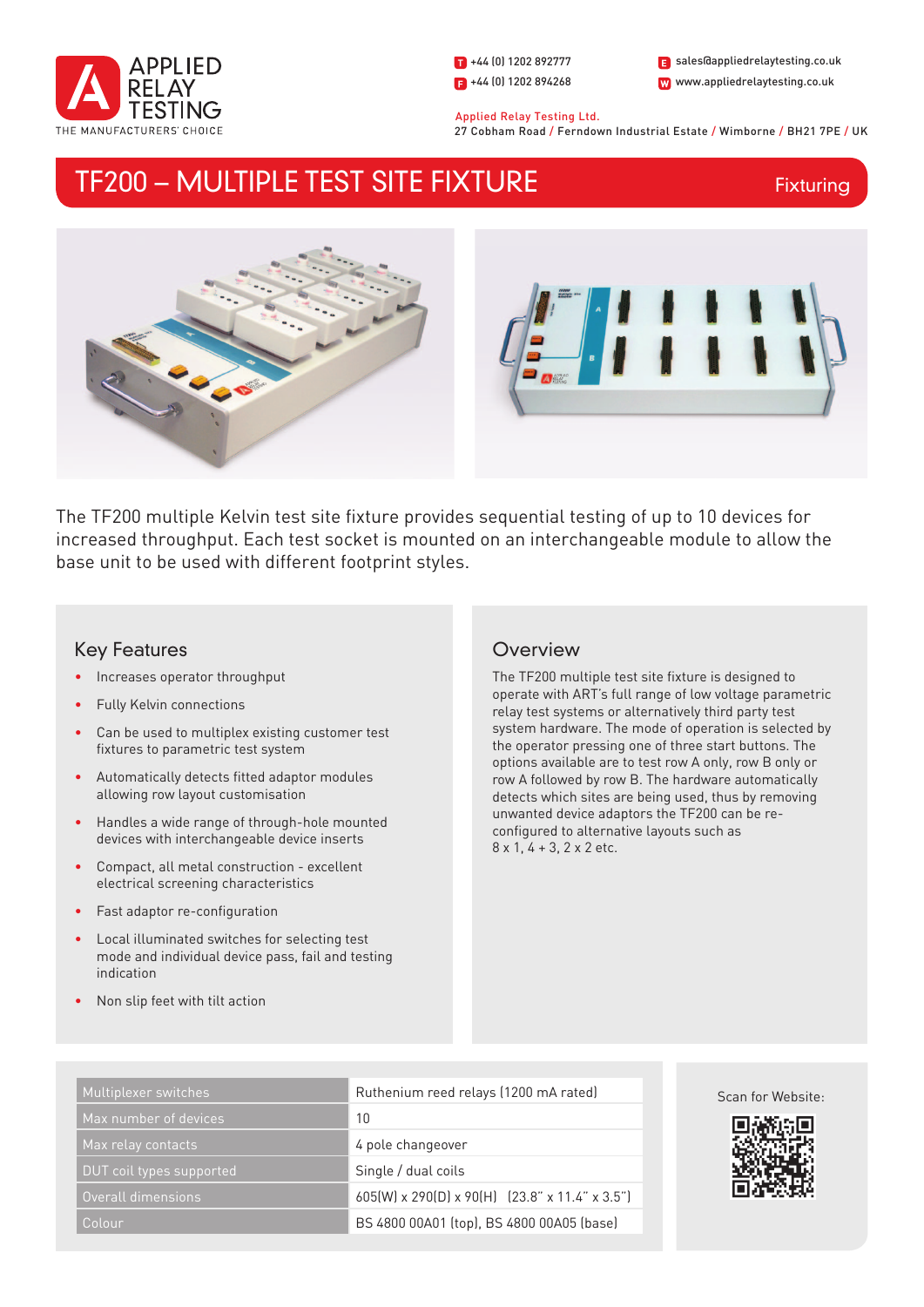APPLIED RELAY TESTING
THE MANUFACTURERS' CHOICE

T +44 (0) 1202 892777
F +44 (0) 1202 894268
E sales@appliedrelaytesting.co.uk
W www.appliedrelaytesting.co.uk

Applied Relay Testing Ltd.
27 Cobham Road / Ferndown Industrial Estate / Wimborne / BH21 7PE / UK

# TF200 – MULTIPLE TEST SITE FIXTURE

Fixturing

The TF200 multiple Kelvin test site fixture provides sequential testing of up to 10 devices for increased throughput. Each test socket is mounted on an interchangeable module to allow the base unit to be used with different footprint styles.

## Key Features

- Increases operator throughput
- Fully Kelvin connections
- Can be used to multiplex existing customer test fixtures to parametric test system
- Automatically detects fitted adaptor modules allowing row layout customisation
- Handles a wide range of through-hole mounted devices with interchangeable device inserts
- Compact, all metal construction - excellent electrical screening characteristics
- Fast adaptor re-configuration
- Local illuminated switches for selecting test mode and individual device pass, fail and testing indication
- Non slip feet with tilt action

## Overview

The TF200 multiple test site fixture is designed to operate with ART's full range of low voltage parametric relay test systems or alternatively third party test system hardware. The mode of operation is selected by the operator pressing one of three start buttons. The options available are to test row A only, row B only or row A followed by row B. The hardware automatically detects which sites are being used, thus by removing unwanted device adaptors the TF200 can be re-configured to alternative layouts such as 8 x 1, 4 + 3, 2 x 2 etc.

| | |
|---|---|
| Multiplexer switches | Ruthenium reed relays (1200 mA rated) |
| Max number of devices | 10 |
| Max relay contacts | 4 pole changeover |
| DUT coil types supported | Single / dual coils |
| Overall dimensions | 605(W) x 290(D) x 90(H) (23.8" x 11.4" x 3.5") |
| Colour | BS 4800 00A01 (top), BS 4800 00A05 (base) |

Scan for Website: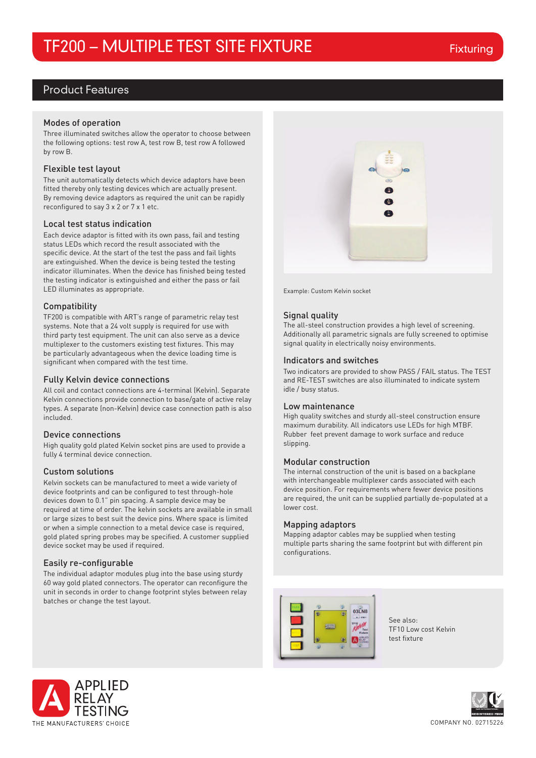# TF200 – MULTIPLE TEST SITE FIXTURE

Fixturing

## Product Features

### Modes of operation

Three illuminated switches allow the operator to choose between the following options: test row A, test row B, test row A followed by row B.

### Flexible test layout

The unit automatically detects which device adaptors have been fitted thereby only testing devices which are actually present. By removing device adaptors as required the unit can be rapidly reconfigured to say 3 x 2 or 7 x 1 etc.

### Local test status indication

Each device adaptor is fitted with its own pass, fail and testing status LEDs which record the result associated with the specific device. At the start of the test the pass and fail lights are extinguished. When the device is being tested the testing indicator illuminates. When the device has finished being tested the testing indicator is extinguished and either the pass or fail LED illuminates as appropriate.

### Compatibility

TF200 is compatible with ART's range of parametric relay test systems. Note that a 24 volt supply is required for use with third party test equipment. The unit can also serve as a device multiplexer to the customers existing test fixtures. This may be particularly advantageous when the device loading time is significant when compared with the test time.

### Fully Kelvin device connections

All coil and contact connections are 4-terminal (Kelvin). Separate Kelvin connections provide connection to base/gate of active relay types. A separate (non-Kelvin) device case connection path is also included.

### Device connections

High quality gold plated Kelvin socket pins are used to provide a fully 4 terminal device connection.

### Custom solutions

Kelvin sockets can be manufactured to meet a wide variety of device footprints and can be configured to test through-hole devices down to 0.1" pin spacing. A sample device may be required at time of order. The kelvin sockets are available in small or large sizes to best suit the device pins. Where space is limited or when a simple connection to a metal device case is required, gold plated spring probes may be specified. A customer supplied device socket may be used if required.

### Easily re-configurable

The individual adaptor modules plug into the base using sturdy 60 way gold plated connectors. The operator can reconfigure the unit in seconds in order to change footprint styles between relay batches or change the test layout.

Example: Custom Kelvin socket

### Signal quality

The all-steel construction provides a high level of screening. Additionally all parametric signals are fully screened to optimise signal quality in electrically noisy environments.

### Indicators and switches

Two indicators are provided to show PASS / FAIL status. The TEST and RE-TEST switches are also illuminated to indicate system idle / busy status.

### Low maintenance

High quality switches and sturdy all-steel construction ensure maximum durability. All indicators use LEDs for high MTBF. Rubber feet prevent damage to work surface and reduce slipping.

### Modular construction

The internal construction of the unit is based on a backplane with interchangeable multiplexer cards associated with each device position. For requirements where fewer device positions are required, the unit can be supplied partially de-populated at a lower cost.

### Mapping adaptors

Mapping adaptor cables may be supplied when testing multiple parts sharing the same footprint but with different pin configurations.

See also:
TF10 Low cost Kelvin test fixture

APPLIED RELAY TESTING
THE MANUFACTURERS' CHOICE

COMPANY NO. 02715226